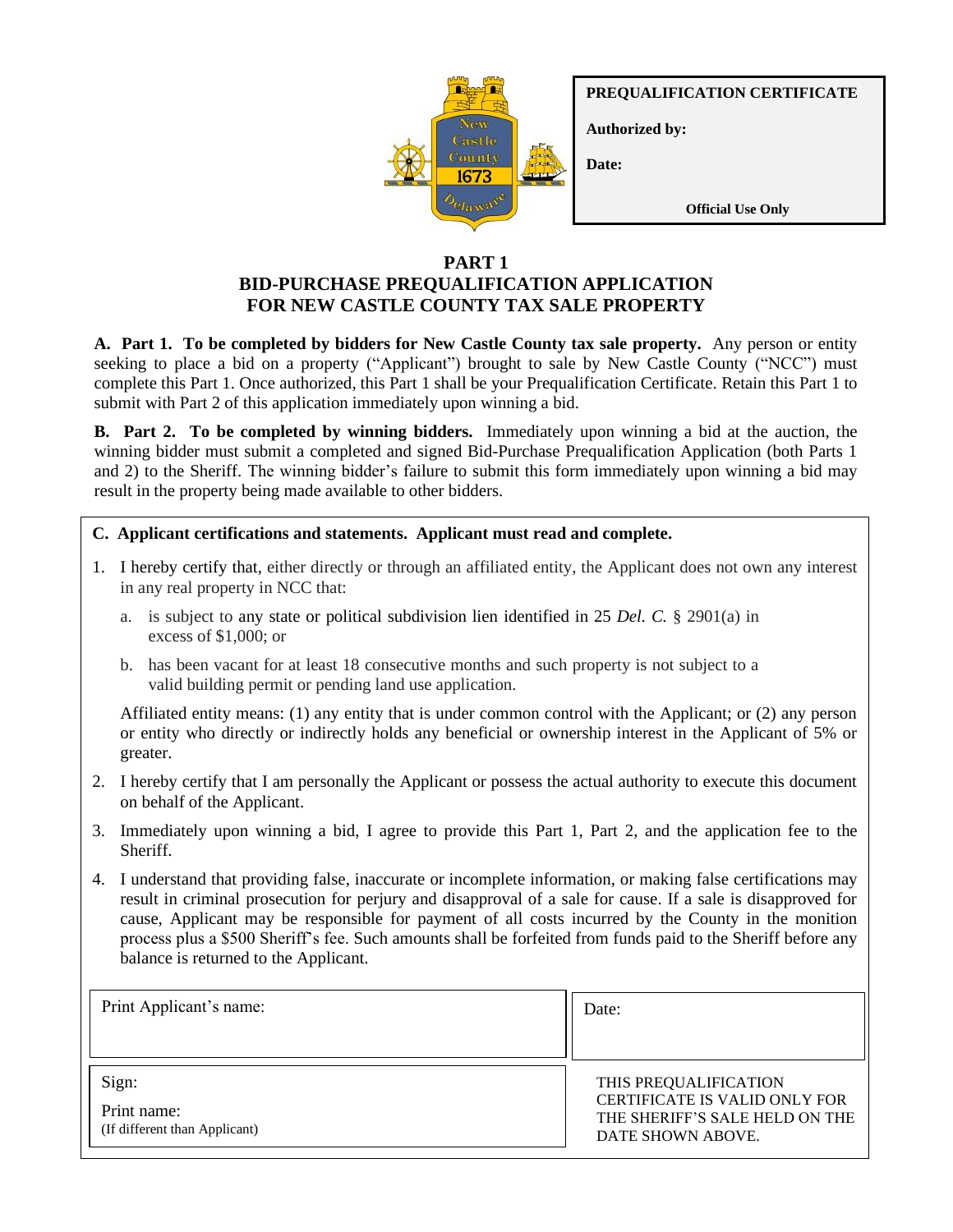| PREQUALIFICATION CERTIFICATE |
|---|
| **Authorized by:** |
| **Date:** |
| **Official Use Only** |

# PART 1
## BID-PURCHASE PREQUALIFICATION APPLICATION FOR NEW CASTLE COUNTY TAX SALE PROPERTY

**A. Part 1. To be completed by bidders for New Castle County tax sale property.** Any person or entity seeking to place a bid on a property ("Applicant") brought to sale by New Castle County ("NCC") must complete this Part 1. Once authorized, this Part 1 shall be your Prequalification Certificate. Retain this Part 1 to submit with Part 2 of this application immediately upon winning a bid.

**B. Part 2. To be completed by winning bidders.** Immediately upon winning a bid at the auction, the winning bidder must submit a completed and signed Bid-Purchase Prequalification Application (both Parts 1 and 2) to the Sheriff. The winning bidder's failure to submit this form immediately upon winning a bid may result in the property being made available to other bidders.

**C. Applicant certifications and statements. Applicant must read and complete.**

1. I hereby certify that, either directly or through an affiliated entity, the Applicant does not own any interest in any real property in NCC that:
   a. is subject to any state or political subdivision lien identified in 25 *Del. C.* § 2901(a) in excess of $1,000; or
   b. has been vacant for at least 18 consecutive months and such property is not subject to a valid building permit or pending land use application.

   Affiliated entity means: (1) any entity that is under common control with the Applicant; or (2) any person or entity who directly or indirectly holds any beneficial or ownership interest in the Applicant of 5% or greater.
2. I hereby certify that I am personally the Applicant or possess the actual authority to execute this document on behalf of the Applicant.
3. Immediately upon winning a bid, I agree to provide this Part 1, Part 2, and the application fee to the Sheriff.
4. I understand that providing false, inaccurate or incomplete information, or making false certifications may result in criminal prosecution for perjury and disapproval of a sale for cause. If a sale is disapproved for cause, Applicant may be responsible for payment of all costs incurred by the County in the monition process plus a $500 Sheriff's fee. Such amounts shall be forfeited from funds paid to the Sheriff before any balance is returned to the Applicant.

| Print Applicant's name: | Date: |
|---|---|
| Sign:<br>Print name:<br>(If different than Applicant) | THIS PREQUALIFICATION CERTIFICATE IS VALID ONLY FOR THE SHERIFF'S SALE HELD ON THE DATE SHOWN ABOVE. |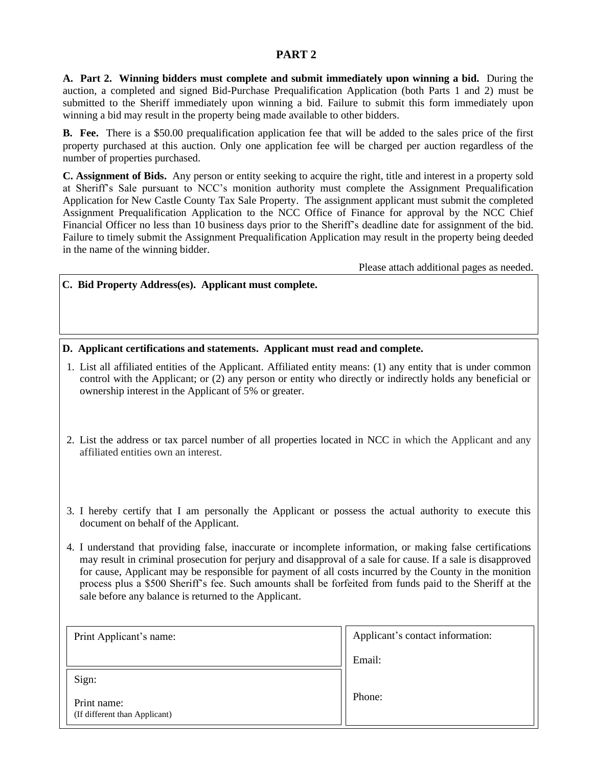# PART 2

**A. Part 2. Winning bidders must complete and submit immediately upon winning a bid.** During the auction, a completed and signed Bid-Purchase Prequalification Application (both Parts 1 and 2) must be submitted to the Sheriff immediately upon winning a bid. Failure to submit this form immediately upon winning a bid may result in the property being made available to other bidders.

**B. Fee.** There is a $50.00 prequalification application fee that will be added to the sales price of the first property purchased at this auction. Only one application fee will be charged per auction regardless of the number of properties purchased.

**C. Assignment of Bids.** Any person or entity seeking to acquire the right, title and interest in a property sold at Sheriff's Sale pursuant to NCC's monition authority must complete the Assignment Prequalification Application for New Castle County Tax Sale Property. The assignment applicant must submit the completed Assignment Prequalification Application to the NCC Office of Finance for approval by the NCC Chief Financial Officer no less than 10 business days prior to the Sheriff's deadline date for assignment of the bid. Failure to timely submit the Assignment Prequalification Application may result in the property being deeded in the name of the winning bidder.

Please attach additional pages as needed.

**C. Bid Property Address(es). Applicant must complete.**

**D. Applicant certifications and statements. Applicant must read and complete.**

1. List all affiliated entities of the Applicant. Affiliated entity means: (1) any entity that is under common control with the Applicant; or (2) any person or entity who directly or indirectly holds any beneficial or ownership interest in the Applicant of 5% or greater.

2. List the address or tax parcel number of all properties located in NCC in which the Applicant and any affiliated entities own an interest.

3. I hereby certify that I am personally the Applicant or possess the actual authority to execute this document on behalf of the Applicant.

4. I understand that providing false, inaccurate or incomplete information, or making false certifications may result in criminal prosecution for perjury and disapproval of a sale for cause. If a sale is disapproved for cause, Applicant may be responsible for payment of all costs incurred by the County in the monition process plus a $500 Sheriff's fee. Such amounts shall be forfeited from funds paid to the Sheriff at the sale before any balance is returned to the Applicant.

| | |
|---|---|
| Print Applicant's name: | Applicant's contact information:<br><br>Email: |
| Sign:<br><br>Print name:<br>(If different than Applicant) | Phone: |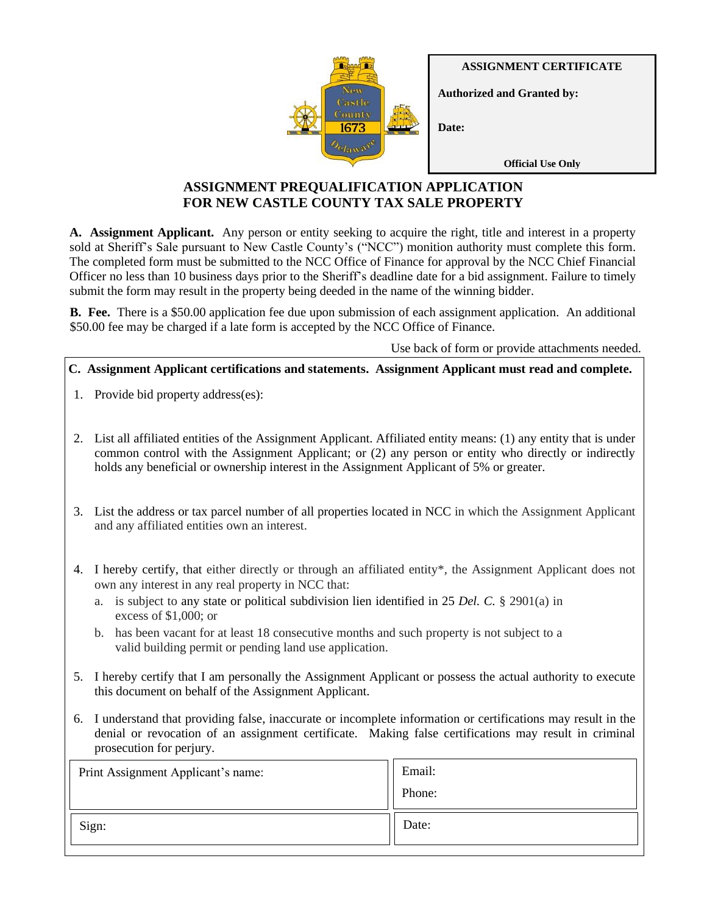**ASSIGNMENT CERTIFICATE**

**Authorized and Granted by:**

**Date:**

**Official Use Only**

# ASSIGNMENT PREQUALIFICATION APPLICATION FOR NEW CASTLE COUNTY TAX SALE PROPERTY

**A. Assignment Applicant.** Any person or entity seeking to acquire the right, title and interest in a property sold at Sheriff's Sale pursuant to New Castle County's ("NCC") monition authority must complete this form. The completed form must be submitted to the NCC Office of Finance for approval by the NCC Chief Financial Officer no less than 10 business days prior to the Sheriff's deadline date for a bid assignment. Failure to timely submit the form may result in the property being deeded in the name of the winning bidder.

**B. Fee.** There is a $50.00 application fee due upon submission of each assignment application. An additional $50.00 fee may be charged if a late form is accepted by the NCC Office of Finance.

Use back of form or provide attachments needed.

**C. Assignment Applicant certifications and statements. Assignment Applicant must read and complete.**

1. Provide bid property address(es):

2. List all affiliated entities of the Assignment Applicant. Affiliated entity means: (1) any entity that is under common control with the Assignment Applicant; or (2) any person or entity who directly or indirectly holds any beneficial or ownership interest in the Assignment Applicant of 5% or greater.

3. List the address or tax parcel number of all properties located in NCC in which the Assignment Applicant and any affiliated entities own an interest.

4. I hereby certify, that either directly or through an affiliated entity*, the Assignment Applicant does not own any interest in any real property in NCC that:
   a. is subject to any state or political subdivision lien identified in 25 *Del. C.* § 2901(a) in excess of $1,000; or
   b. has been vacant for at least 18 consecutive months and such property is not subject to a valid building permit or pending land use application.

5. I hereby certify that I am personally the Assignment Applicant or possess the actual authority to execute this document on behalf of the Assignment Applicant.

6. I understand that providing false, inaccurate or incomplete information or certifications may result in the denial or revocation of an assignment certificate. Making false certifications may result in criminal prosecution for perjury.

| Print Assignment Applicant's name: | Email: <br> Phone: |
|---|---|
| Sign: | Date: |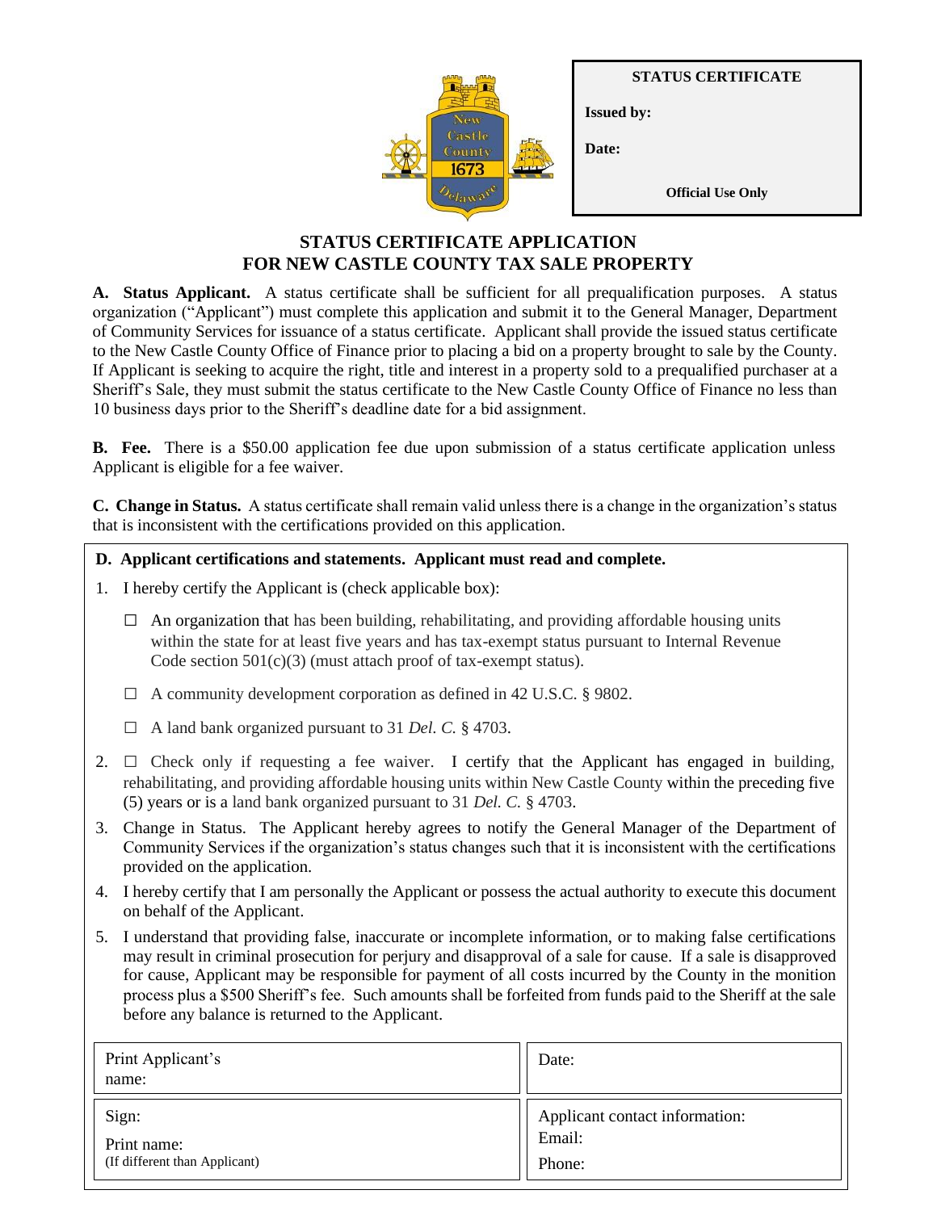| STATUS CERTIFICATE |
|---|
| **Issued by:** |
| **Date:** |
| **Official Use Only** |

# STATUS CERTIFICATE APPLICATION FOR NEW CASTLE COUNTY TAX SALE PROPERTY

**A. Status Applicant.** A status certificate shall be sufficient for all prequalification purposes. A status organization ("Applicant") must complete this application and submit it to the General Manager, Department of Community Services for issuance of a status certificate. Applicant shall provide the issued status certificate to the New Castle County Office of Finance prior to placing a bid on a property brought to sale by the County. If Applicant is seeking to acquire the right, title and interest in a property sold to a prequalified purchaser at a Sheriff's Sale, they must submit the status certificate to the New Castle County Office of Finance no less than 10 business days prior to the Sheriff's deadline date for a bid assignment.

**B. Fee.** There is a $50.00 application fee due upon submission of a status certificate application unless Applicant is eligible for a fee waiver.

**C. Change in Status.** A status certificate shall remain valid unless there is a change in the organization's status that is inconsistent with the certifications provided on this application.

**D. Applicant certifications and statements. Applicant must read and complete.**

1. I hereby certify the Applicant is (check applicable box):

   ☐ An organization that has been building, rehabilitating, and providing affordable housing units within the state for at least five years and has tax-exempt status pursuant to Internal Revenue Code section 501(c)(3) (must attach proof of tax-exempt status).

   ☐ A community development corporation as defined in 42 U.S.C. § 9802.

   ☐ A land bank organized pursuant to 31 *Del. C.* § 4703.

2. ☐ Check only if requesting a fee waiver. I certify that the Applicant has engaged in building, rehabilitating, and providing affordable housing units within New Castle County within the preceding five (5) years or is a land bank organized pursuant to 31 *Del. C.* § 4703.

3. Change in Status. The Applicant hereby agrees to notify the General Manager of the Department of Community Services if the organization's status changes such that it is inconsistent with the certifications provided on the application.

4. I hereby certify that I am personally the Applicant or possess the actual authority to execute this document on behalf of the Applicant.

5. I understand that providing false, inaccurate or incomplete information, or to making false certifications may result in criminal prosecution for perjury and disapproval of a sale for cause. If a sale is disapproved for cause, Applicant may be responsible for payment of all costs incurred by the County in the monition process plus a $500 Sheriff's fee. Such amounts shall be forfeited from funds paid to the Sheriff at the sale before any balance is returned to the Applicant.

| | |
|---|---|
| Print Applicant's name: | Date: |
| Sign:<br>Print name:<br>(If different than Applicant) | Applicant contact information:<br>Email:<br>Phone: |